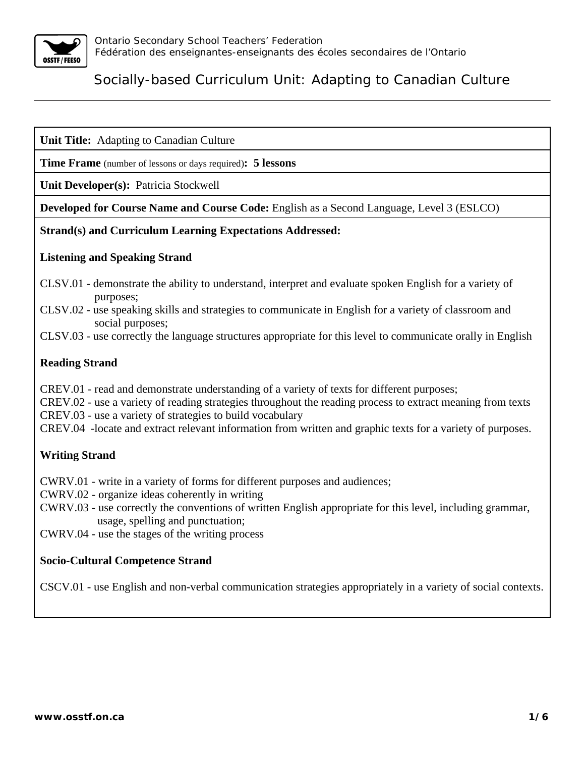Ontario Secondary School Teachers' Federation
Fédération des enseignantes-enseignants des écoles secondaires de l'Ontario

# Socially-based Curriculum Unit: Adapting to Canadian Culture

**Unit Title:** Adapting to Canadian Culture

**Time Frame** (number of lessons or days required)**: 5 lessons**

**Unit Developer(s):** Patricia Stockwell

**Developed for Course Name and Course Code:** English as a Second Language, Level 3 (ESLCO)

**Strand(s) and Curriculum Learning Expectations Addressed:**

**Listening and Speaking Strand**

CLSV.01 - demonstrate the ability to understand, interpret and evaluate spoken English for a variety of purposes;
CLSV.02 - use speaking skills and strategies to communicate in English for a variety of classroom and social purposes;
CLSV.03 - use correctly the language structures appropriate for this level to communicate orally in English

**Reading Strand**

CREV.01 - read and demonstrate understanding of a variety of texts for different purposes;
CREV.02 - use a variety of reading strategies throughout the reading process to extract meaning from texts
CREV.03 - use a variety of strategies to build vocabulary
CREV.04 -locate and extract relevant information from written and graphic texts for a variety of purposes.

**Writing Strand**

CWRV.01 - write in a variety of forms for different purposes and audiences;
CWRV.02 - organize ideas coherently in writing
CWRV.03 - use correctly the conventions of written English appropriate for this level, including grammar, usage, spelling and punctuation;
CWRV.04 - use the stages of the writing process

**Socio-Cultural Competence Strand**

CSCV.01 - use English and non-verbal communication strategies appropriately in a variety of social contexts.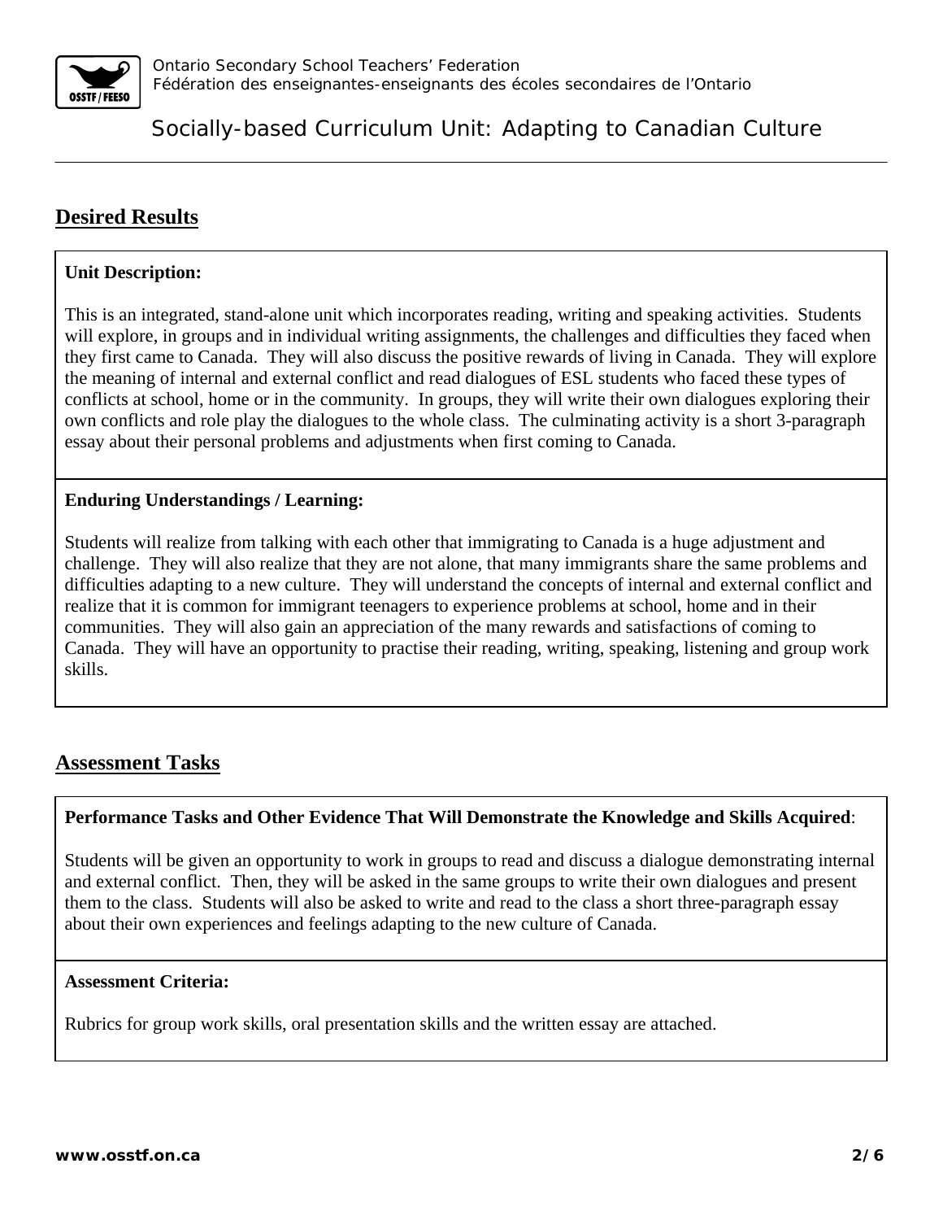## Desired Results

**Unit Description:**

This is an integrated, stand-alone unit which incorporates reading, writing and speaking activities. Students will explore, in groups and in individual writing assignments, the challenges and difficulties they faced when they first came to Canada. They will also discuss the positive rewards of living in Canada. They will explore the meaning of internal and external conflict and read dialogues of ESL students who faced these types of conflicts at school, home or in the community. In groups, they will write their own dialogues exploring their own conflicts and role play the dialogues to the whole class. The culminating activity is a short 3-paragraph essay about their personal problems and adjustments when first coming to Canada.

**Enduring Understandings / Learning:**

Students will realize from talking with each other that immigrating to Canada is a huge adjustment and challenge. They will also realize that they are not alone, that many immigrants share the same problems and difficulties adapting to a new culture. They will understand the concepts of internal and external conflict and realize that it is common for immigrant teenagers to experience problems at school, home and in their communities. They will also gain an appreciation of the many rewards and satisfactions of coming to Canada. They will have an opportunity to practise their reading, writing, speaking, listening and group work skills.

## Assessment Tasks

**Performance Tasks and Other Evidence That Will Demonstrate the Knowledge and Skills Acquired**:

Students will be given an opportunity to work in groups to read and discuss a dialogue demonstrating internal and external conflict. Then, they will be asked in the same groups to write their own dialogues and present them to the class. Students will also be asked to write and read to the class a short three-paragraph essay about their own experiences and feelings adapting to the new culture of Canada.

**Assessment Criteria:**

Rubrics for group work skills, oral presentation skills and the written essay are attached.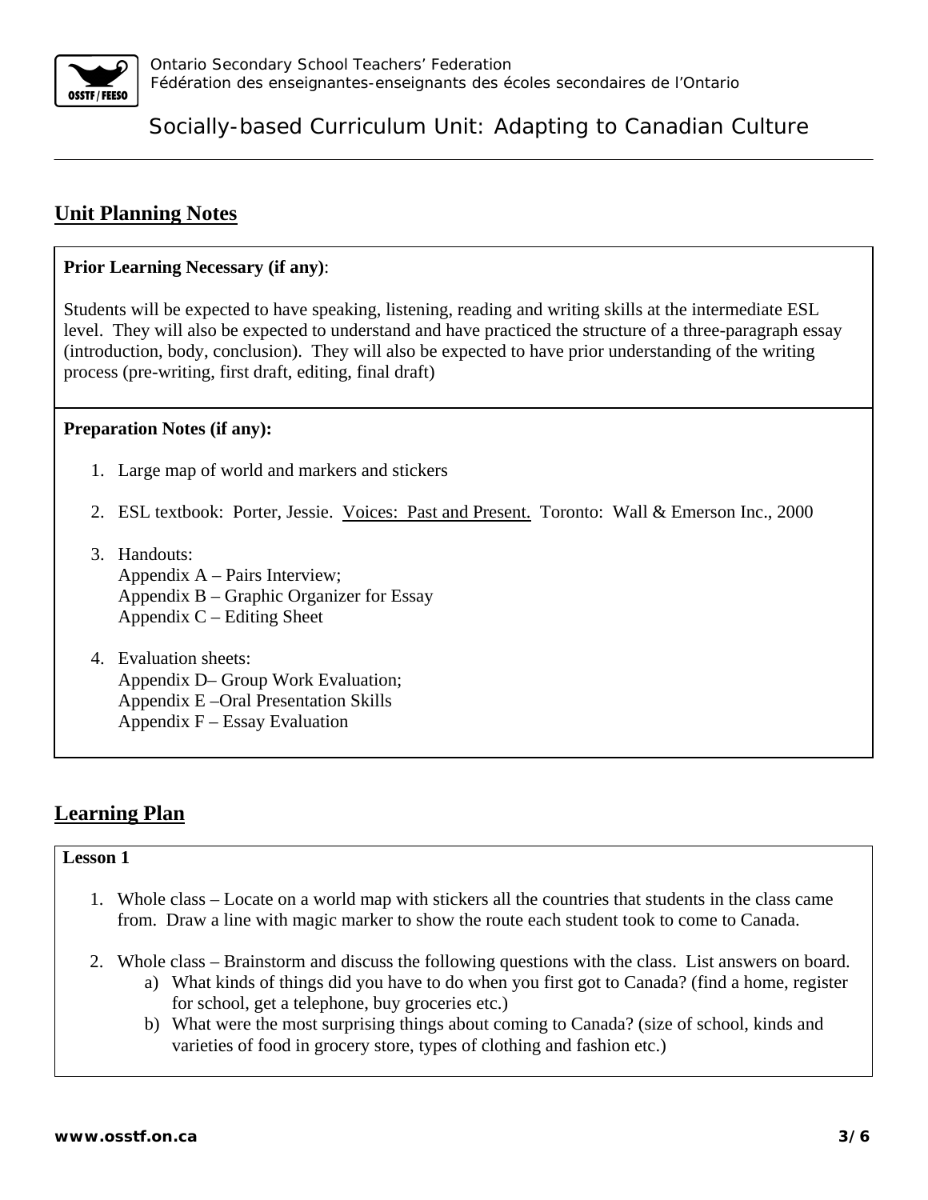## Unit Planning Notes

**Prior Learning Necessary (if any)**:

Students will be expected to have speaking, listening, reading and writing skills at the intermediate ESL level. They will also be expected to understand and have practiced the structure of a three-paragraph essay (introduction, body, conclusion). They will also be expected to have prior understanding of the writing process (pre-writing, first draft, editing, final draft)

**Preparation Notes (if any):**

1. Large map of world and markers and stickers
2. ESL textbook: Porter, Jessie. Voices: Past and Present. Toronto: Wall & Emerson Inc., 2000
3. Handouts:
   Appendix A – Pairs Interview;
   Appendix B – Graphic Organizer for Essay
   Appendix C – Editing Sheet
4. Evaluation sheets:
   Appendix D– Group Work Evaluation;
   Appendix E –Oral Presentation Skills
   Appendix F – Essay Evaluation

## Learning Plan

**Lesson 1**

1. Whole class – Locate on a world map with stickers all the countries that students in the class came from. Draw a line with magic marker to show the route each student took to come to Canada.
2. Whole class – Brainstorm and discuss the following questions with the class. List answers on board.
   a) What kinds of things did you have to do when you first got to Canada? (find a home, register for school, get a telephone, buy groceries etc.)
   b) What were the most surprising things about coming to Canada? (size of school, kinds and varieties of food in grocery store, types of clothing and fashion etc.)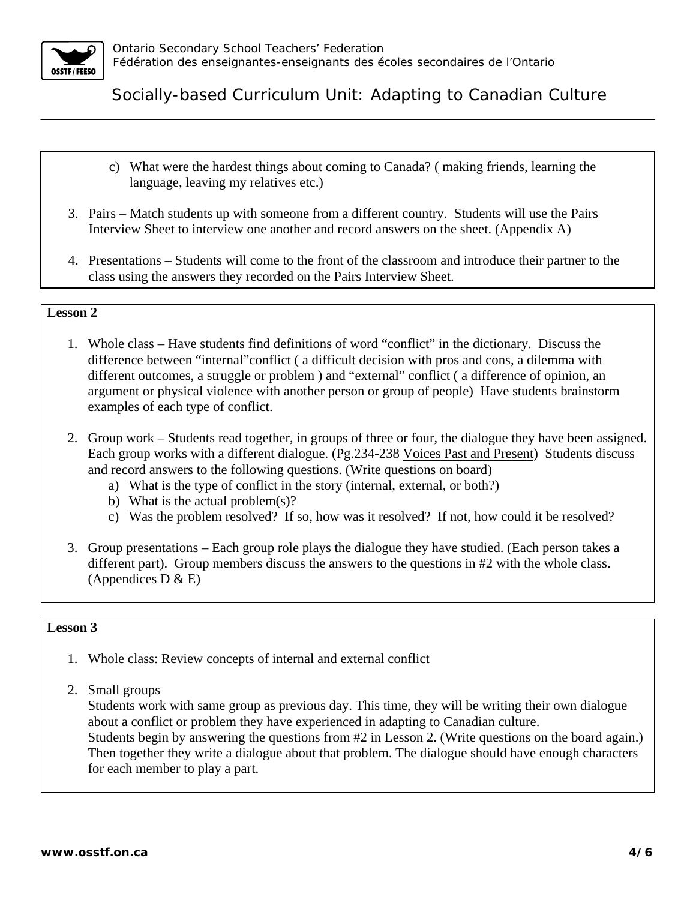c) What were the hardest things about coming to Canada? ( making friends, learning the language, leaving my relatives etc.)

3. Pairs – Match students up with someone from a different country. Students will use the Pairs Interview Sheet to interview one another and record answers on the sheet. (Appendix A)

4. Presentations – Students will come to the front of the classroom and introduce their partner to the class using the answers they recorded on the Pairs Interview Sheet.

**Lesson 2**

1. Whole class – Have students find definitions of word "conflict" in the dictionary. Discuss the difference between "internal"conflict ( a difficult decision with pros and cons, a dilemma with different outcomes, a struggle or problem ) and "external" conflict ( a difference of opinion, an argument or physical violence with another person or group of people) Have students brainstorm examples of each type of conflict.

2. Group work – Students read together, in groups of three or four, the dialogue they have been assigned. Each group works with a different dialogue. (Pg.234-238 Voices Past and Present) Students discuss and record answers to the following questions. (Write questions on board)
   a) What is the type of conflict in the story (internal, external, or both?)
   b) What is the actual problem(s)?
   c) Was the problem resolved? If so, how was it resolved? If not, how could it be resolved?

3. Group presentations – Each group role plays the dialogue they have studied. (Each person takes a different part). Group members discuss the answers to the questions in #2 with the whole class. (Appendices D & E)

**Lesson 3**

1. Whole class: Review concepts of internal and external conflict

2. Small groups
   Students work with same group as previous day. This time, they will be writing their own dialogue about a conflict or problem they have experienced in adapting to Canadian culture.
   Students begin by answering the questions from #2 in Lesson 2. (Write questions on the board again.) Then together they write a dialogue about that problem. The dialogue should have enough characters for each member to play a part.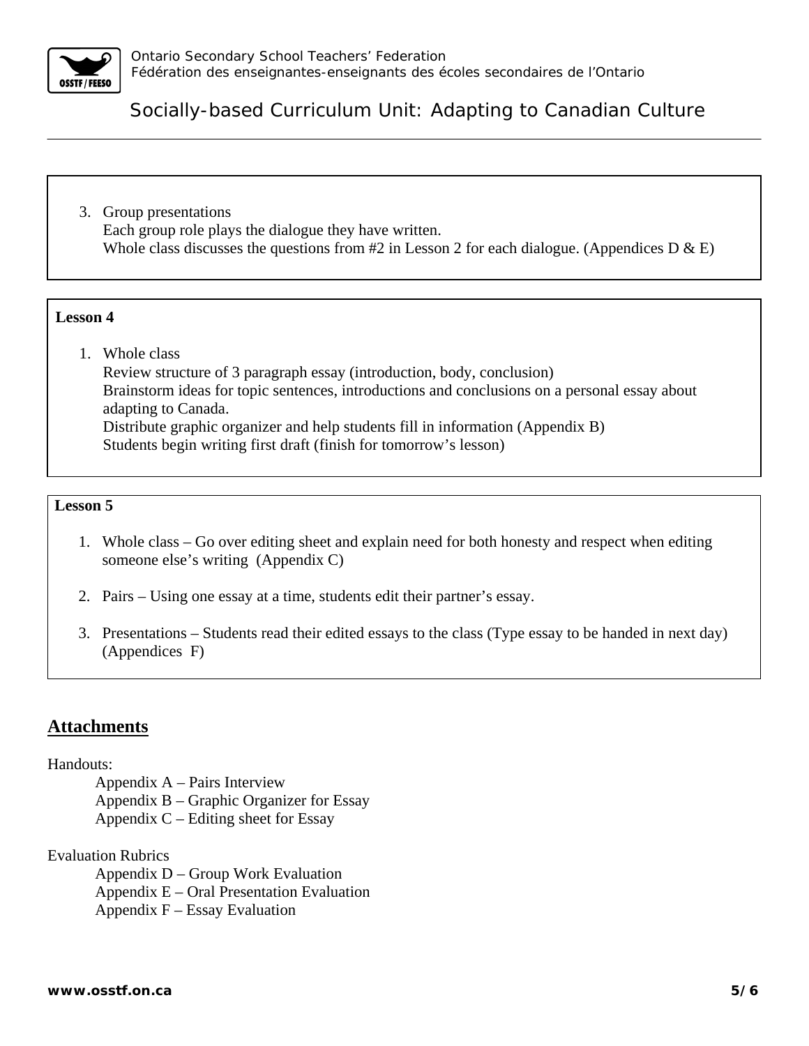3. Group presentations
   Each group role plays the dialogue they have written.
   Whole class discusses the questions from #2 in Lesson 2 for each dialogue. (Appendices D & E)

**Lesson 4**

1. Whole class
   Review structure of 3 paragraph essay (introduction, body, conclusion)
   Brainstorm ideas for topic sentences, introductions and conclusions on a personal essay about adapting to Canada.
   Distribute graphic organizer and help students fill in information (Appendix B)
   Students begin writing first draft (finish for tomorrow's lesson)

**Lesson 5**

1. Whole class – Go over editing sheet and explain need for both honesty and respect when editing someone else's writing (Appendix C)

2. Pairs – Using one essay at a time, students edit their partner's essay.

3. Presentations – Students read their edited essays to the class (Type essay to be handed in next day) (Appendices F)

## Attachments

Handouts:

- Appendix A – Pairs Interview
- Appendix B – Graphic Organizer for Essay
- Appendix C – Editing sheet for Essay

Evaluation Rubrics

- Appendix D – Group Work Evaluation
- Appendix E – Oral Presentation Evaluation
- Appendix F – Essay Evaluation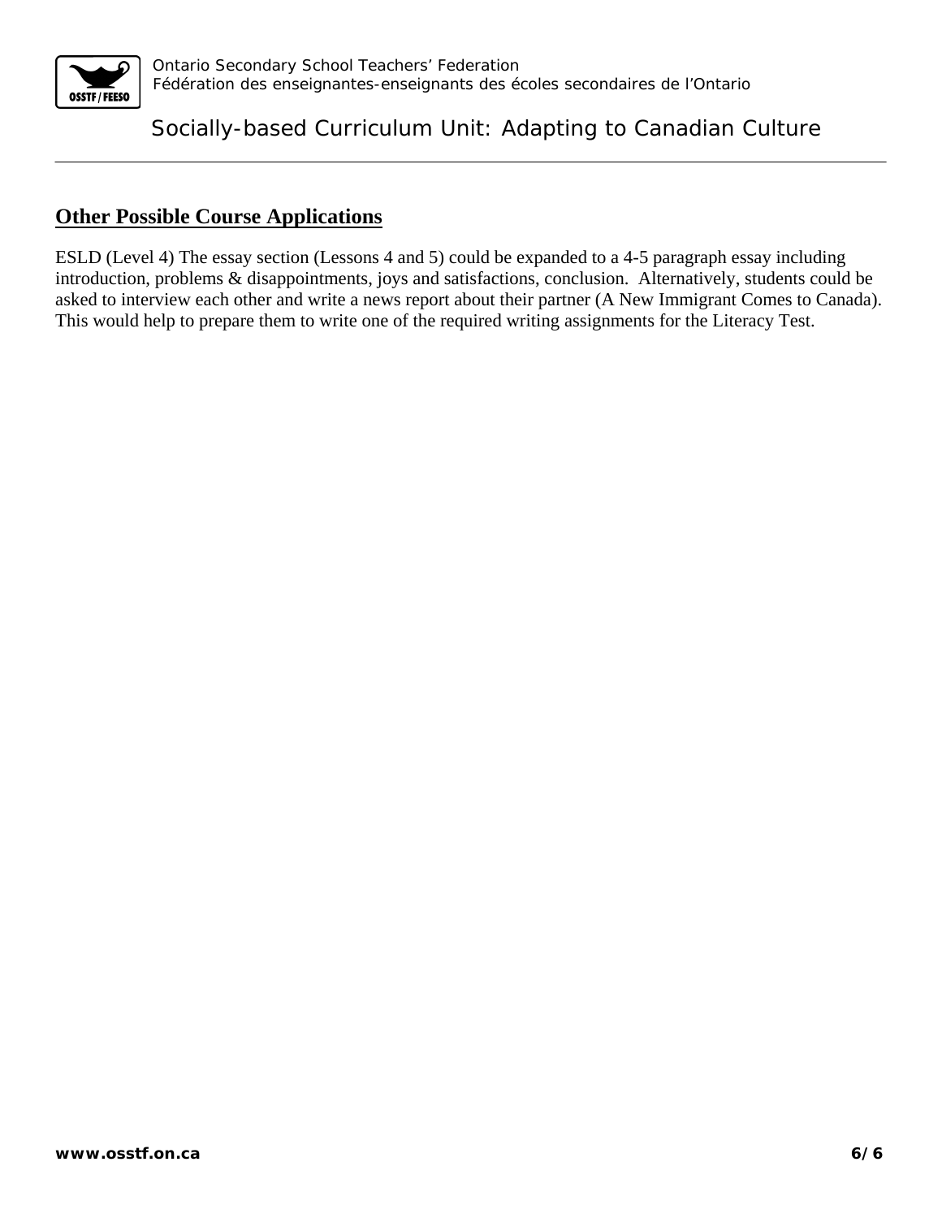## Other Possible Course Applications

ESLD (Level 4) The essay section (Lessons 4 and 5) could be expanded to a 4-5 paragraph essay including introduction, problems & disappointments, joys and satisfactions, conclusion. Alternatively, students could be asked to interview each other and write a news report about their partner (A New Immigrant Comes to Canada). This would help to prepare them to write one of the required writing assignments for the Literacy Test.